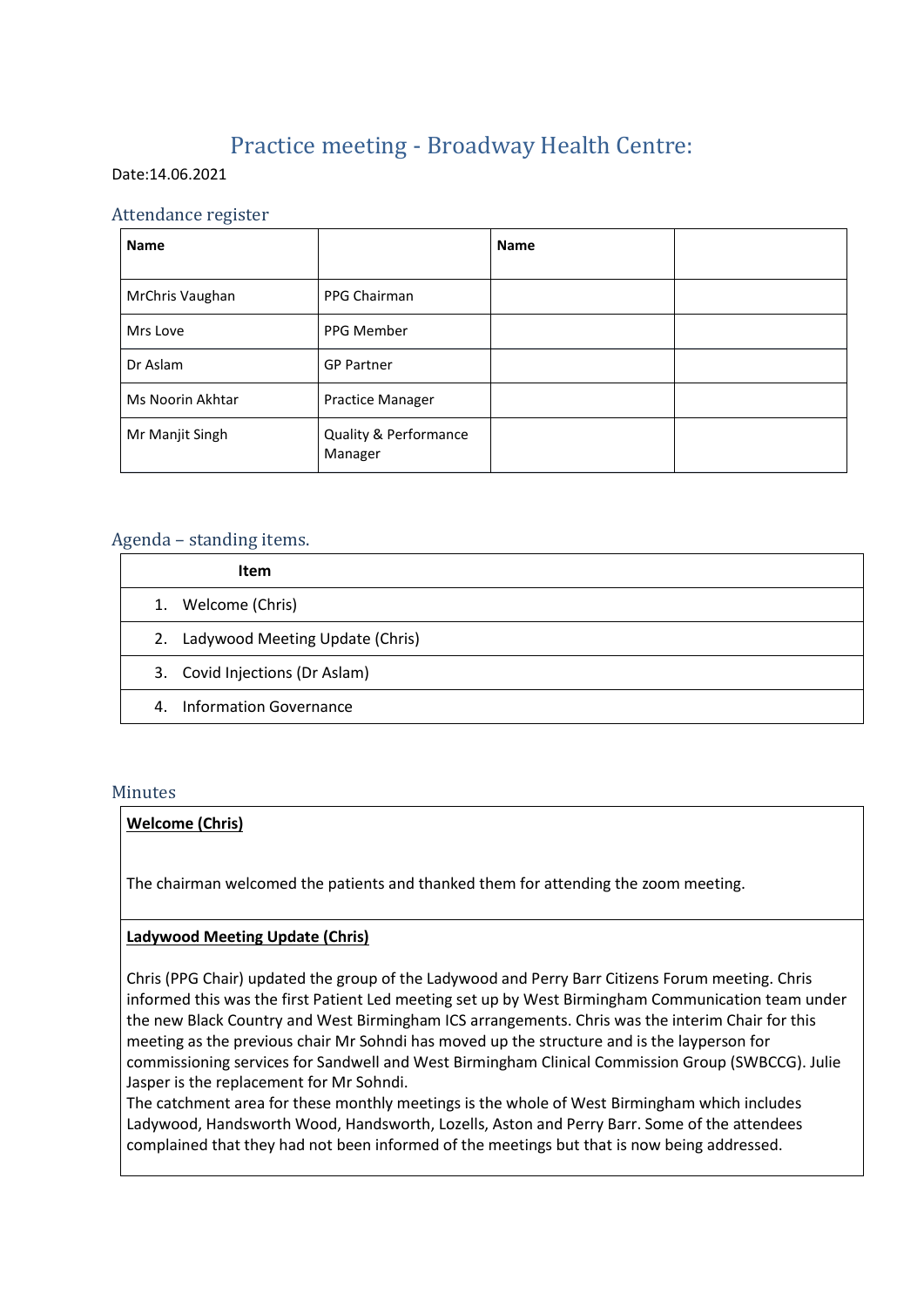# Practice meeting - Broadway Health Centre:

Date:14.06.2021

## Attendance register

| Name | | Name | |
|---|---|---|---|
| MrChris Vaughan | PPG Chairman | | |
| Mrs Love | PPG Member | | |
| Dr Aslam | GP Partner | | |
| Ms Noorin Akhtar | Practice Manager | | |
| Mr Manjit Singh | Quality & Performance Manager | | |

## Agenda – standing items.

| Item |
|---|
| 1. Welcome (Chris) |
| 2. Ladywood Meeting Update (Chris) |
| 3. Covid Injections (Dr Aslam) |
| 4. Information Governance |

## Minutes

**Welcome (Chris)**

The chairman welcomed the patients and thanked them for attending the zoom meeting.

**Ladywood Meeting Update (Chris)**

Chris (PPG Chair) updated the group of the Ladywood and Perry Barr Citizens Forum meeting. Chris informed this was the first Patient Led meeting set up by West Birmingham Communication team under the new Black Country and West Birmingham ICS arrangements. Chris was the interim Chair for this meeting as the previous chair Mr Sohndi has moved up the structure and is the layperson for commissioning services for Sandwell and West Birmingham Clinical Commission Group (SWBCCG). Julie Jasper is the replacement for Mr Sohndi.

The catchment area for these monthly meetings is the whole of West Birmingham which includes Ladywood, Handsworth Wood, Handsworth, Lozells, Aston and Perry Barr. Some of the attendees complained that they had not been informed of the meetings but that is now being addressed.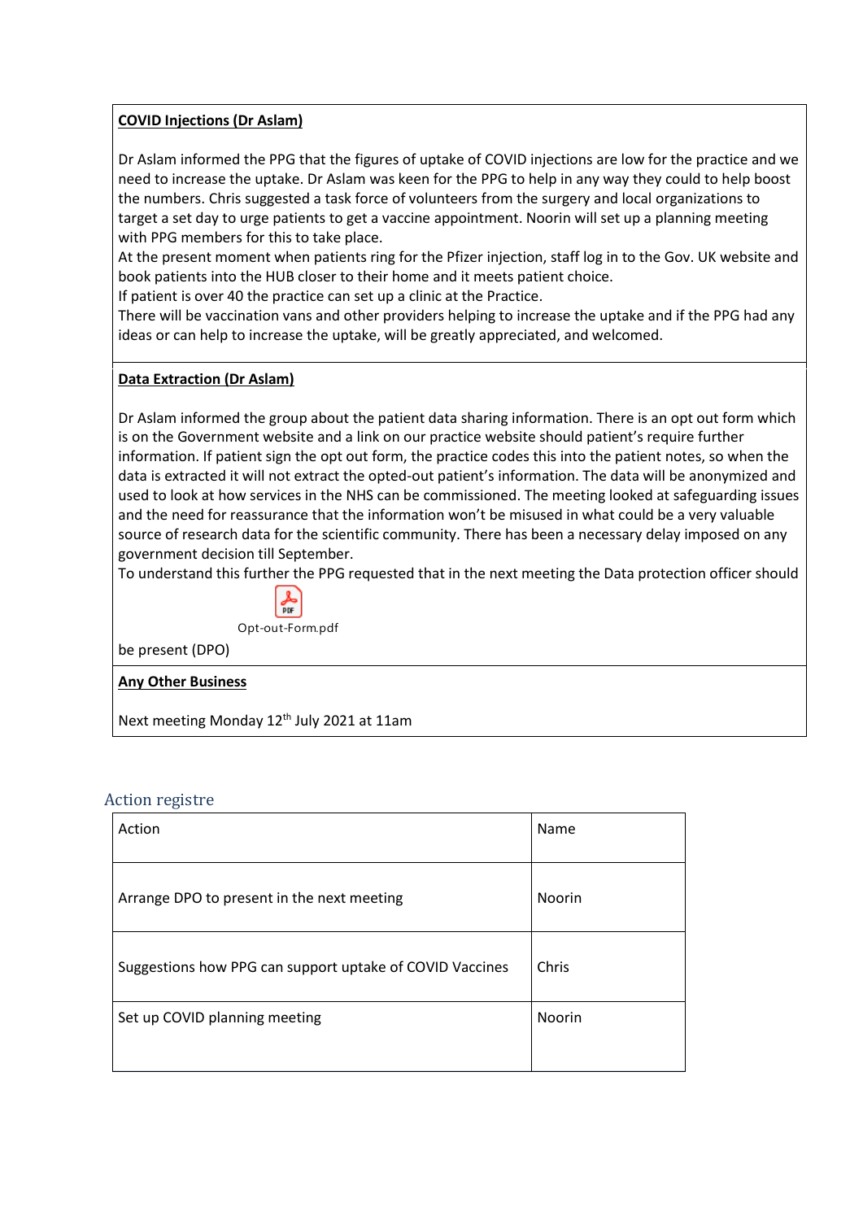**COVID Injections (Dr Aslam)**

Dr Aslam informed the PPG that the figures of uptake of COVID injections are low for the practice and we need to increase the uptake. Dr Aslam was keen for the PPG to help in any way they could to help boost the numbers. Chris suggested a task force of volunteers from the surgery and local organizations to target a set day to urge patients to get a vaccine appointment. Noorin will set up a planning meeting with PPG members for this to take place.

At the present moment when patients ring for the Pfizer injection, staff log in to the Gov. UK website and book patients into the HUB closer to their home and it meets patient choice.

If patient is over 40 the practice can set up a clinic at the Practice.

There will be vaccination vans and other providers helping to increase the uptake and if the PPG had any ideas or can help to increase the uptake, will be greatly appreciated, and welcomed.

**Data Extraction (Dr Aslam)**

Dr Aslam informed the group about the patient data sharing information. There is an opt out form which is on the Government website and a link on our practice website should patient's require further information. If patient sign the opt out form, the practice codes this into the patient notes, so when the data is extracted it will not extract the opted-out patient's information. The data will be anonymized and used to look at how services in the NHS can be commissioned. The meeting looked at safeguarding issues and the need for reassurance that the information won't be misused in what could be a very valuable source of research data for the scientific community. There has been a necessary delay imposed on any government decision till September.

To understand this further the PPG requested that in the next meeting the Data protection officer should

Opt-out-Form.pdf

be present (DPO)

**Any Other Business**

Next meeting Monday 12th July 2021 at 11am

## Action registre

| Action | Name |
|---|---|
| Arrange DPO to present in the next meeting | Noorin |
| Suggestions how PPG can support uptake of COVID Vaccines | Chris |
| Set up COVID planning meeting | Noorin |